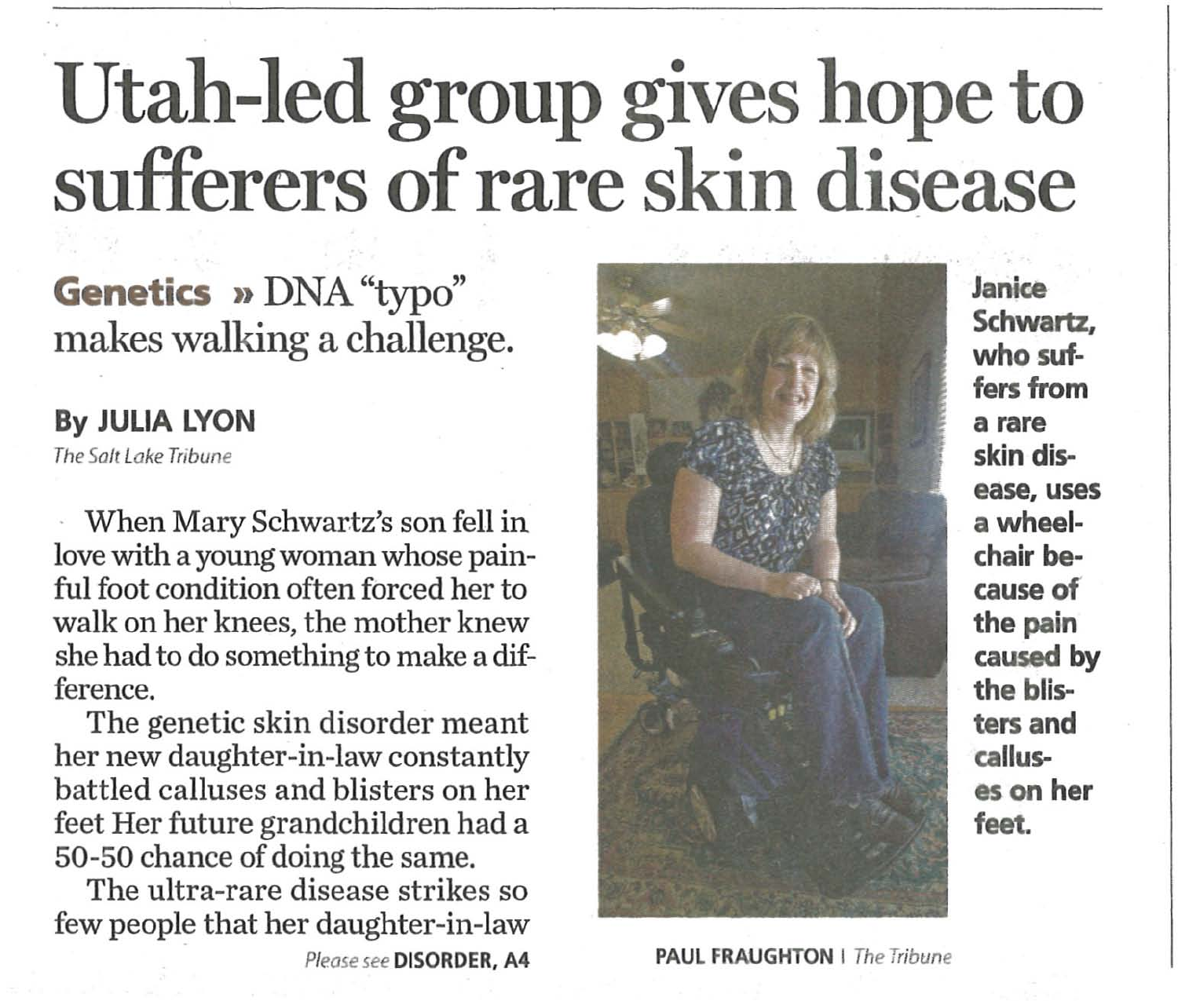# Utah-led group gives hope to sufferers of rare skin disease

## Genetics » DNA "typo" makes walking a challenge.

**By JULIA LYON**
*The Salt Lake Tribune*

When Mary Schwartz's son fell in love with a young woman whose painful foot condition often forced her to walk on her knees, the mother knew she had to do something to make a difference.

The genetic skin disorder meant her new daughter-in-law constantly battled calluses and blisters on her feet Her future grandchildren had a 50-50 chance of doing the same.

The ultra-rare disease strikes so few people that her daughter-in-law

*Please see* **DISORDER, A4**

**Janice Schwartz, who suffers from a rare skin disease, uses a wheelchair because of the pain caused by the blisters and calluses on her feet.**

**PAUL FRAUGHTON** | *The Tribune*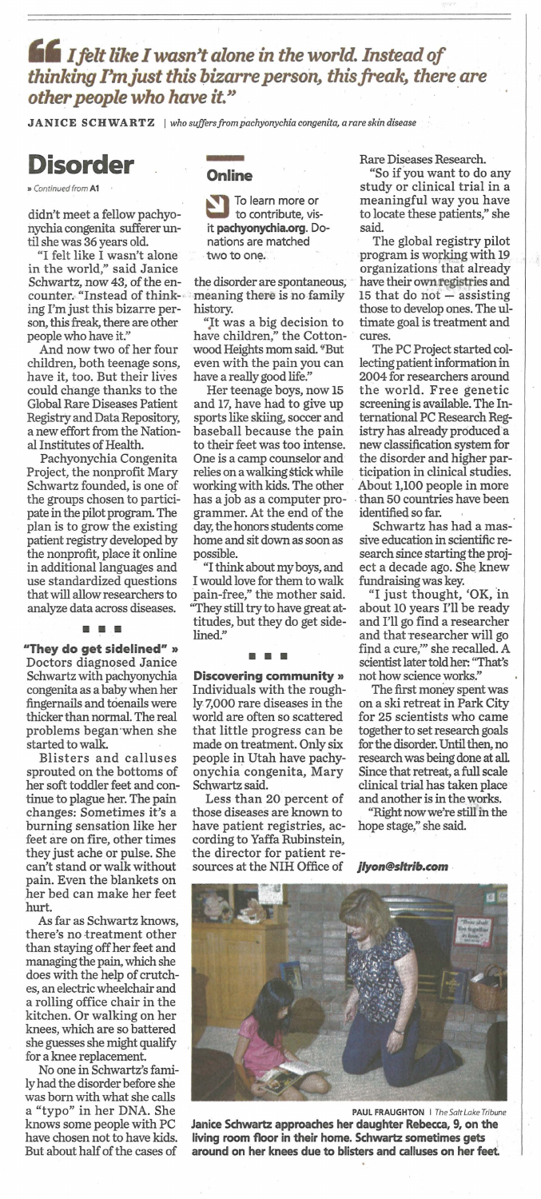**"I felt like I wasn't alone in the world. Instead of thinking I'm just this bizarre person, this freak, there are other people who have it."**

**JANICE SCHWARTZ** | *who suffers from pachyonychia congenita, a rare skin disease*

# Disorder

» Continued from **A1**

didn't meet a fellow pachyonychia congenita sufferer until she was 36 years old.

"I felt like I wasn't alone in the world," said Janice Schwartz, now 43, of the encounter. "Instead of thinking I'm just this bizarre person, this freak, there are other people who have it."

And now two of her four children, both teenage sons, have it, too. But their lives could change thanks to the Global Rare Diseases Patient Registry and Data Repository, a new effort from the National Institutes of Health.

Pachyonychia Congenita Project, the nonprofit Mary Schwartz founded, is one of the groups chosen to participate in the pilot program. The plan is to grow the existing patient registry developed by the nonprofit, place it online in additional languages and use standardized questions that will allow researchers to analyze data across diseases.

**"They do get sidelined" »** Doctors diagnosed Janice Schwartz with pachyonychia congenita as a baby when her fingernails and toenails were thicker than normal. The real problems began when she started to walk.

Blisters and calluses sprouted on the bottoms of her soft toddler feet and continue to plague her. The pain changes: Sometimes it's a burning sensation like her feet are on fire, other times they just ache or pulse. She can't stand or walk without pain. Even the blankets on her bed can make her feet hurt.

As far as Schwartz knows, there's no treatment other than staying off her feet and managing the pain, which she does with the help of crutches, an electric wheelchair and a rolling office chair in the kitchen. Or walking on her knees, which are so battered she guesses she might qualify for a knee replacement.

No one in Schwartz's family had the disorder before she was born with what she calls a "typo" in her DNA. She knows some people with PC have chosen not to have kids. But about half of the cases of the disorder are spontaneous, meaning there is no family history.

"It was a big decision to have children," the Cottonwood Heights mom said. "But even with the pain you can have a really good life."

Her teenage boys, now 15 and 17, have had to give up sports like skiing, soccer and baseball because the pain to their feet was too intense. One is a camp counselor and relies on a walking stick while working with kids. The other has a job as a computer programmer. At the end of the day, the honors students come home and sit down as soon as possible.

"I think about my boys, and I would love for them to walk pain-free," the mother said. "They still try to have great attitudes, but they do get sidelined."

**Discovering community »** Individuals with the roughly 7,000 rare diseases in the world are often so scattered that little progress can be made on treatment. Only six people in Utah have pachyonychia congenita, Mary Schwartz said.

Less than 20 percent of those diseases are known to have patient registries, according to Yaffa Rubinstein, the director for patient resources at the NIH Office of Rare Diseases Research.

"So if you want to do any study or clinical trial in a meaningful way you have to locate these patients," she said.

The global registry pilot program is working with 19 organizations that already have their own registries and 15 that do not — assisting those to develop ones. The ultimate goal is treatment and cures.

The PC Project started collecting patient information in 2004 for researchers around the world. Free genetic screening is available. The International PC Research Registry has already produced a new classification system for the disorder and higher participation in clinical studies. About 1,100 people in more than 50 countries have been identified so far.

Schwartz has had a massive education in scientific research since starting the project a decade ago. She knew fundraising was key.

"I just thought, 'OK, in about 10 years I'll be ready and I'll go find a researcher and that researcher will go find a cure,'" she recalled. A scientist later told her: "That's not how science works."

The first money spent was on a ski retreat in Park City for 25 scientists who came together to set research goals for the disorder. Until then, no research was being done at all. Since that retreat, a full scale clinical trial has taken place and another is in the works.

"Right now we're still in the hope stage," she said.

*jlyon@sltrib.com*

### Online

To learn more or to contribute, visit **pachyonychia.org**. Donations are matched two to one.

PAUL FRAUGHTON | *The Salt Lake Tribune*

**Janice Schwartz approaches her daughter Rebecca, 9, on the living room floor in their home. Schwartz sometimes gets around on her knees due to blisters and calluses on her feet.**